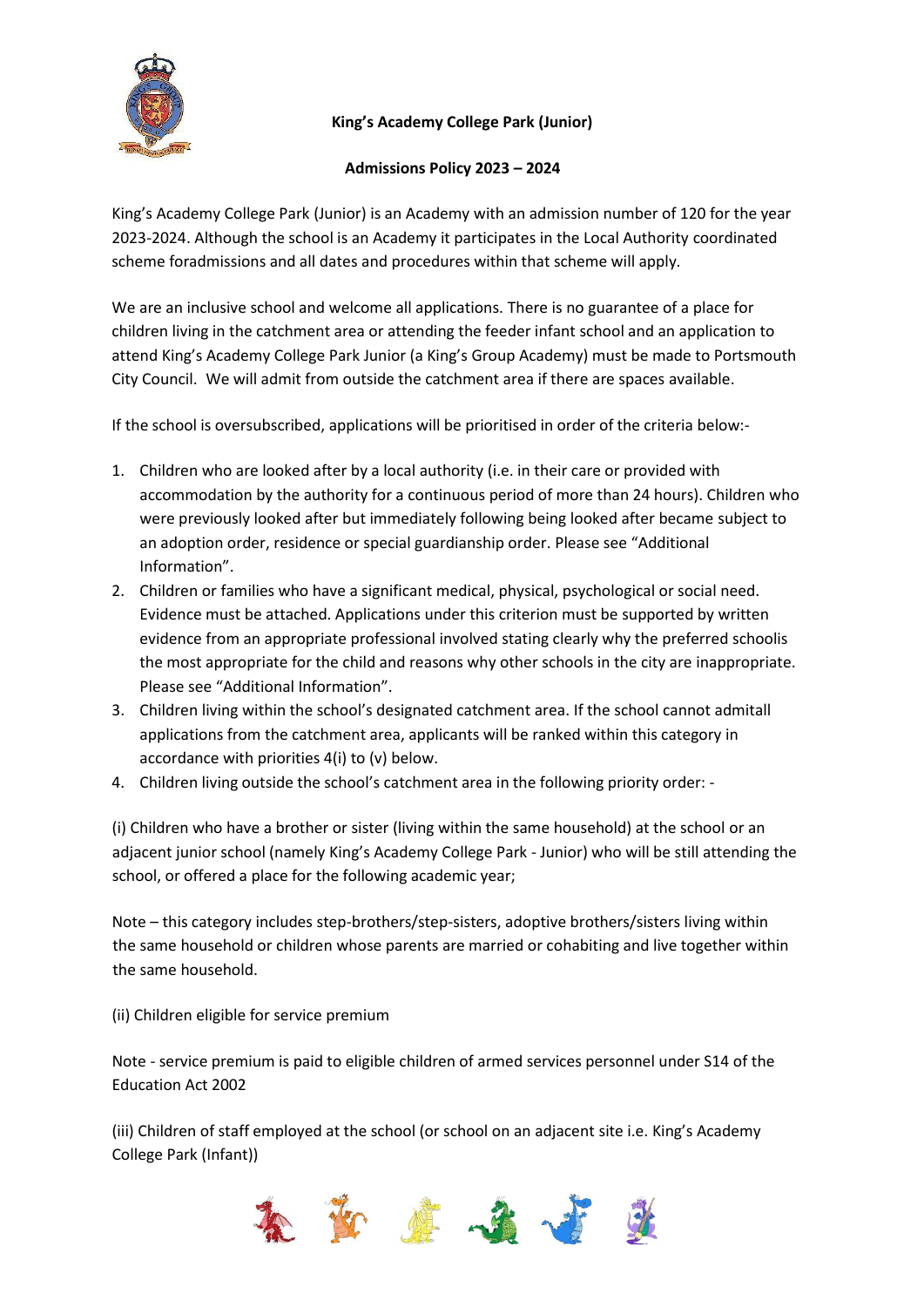**King's Academy College Park (Junior)**

**Admissions Policy 2023 – 2024**

King's Academy College Park (Junior) is an Academy with an admission number of 120 for the year 2023-2024. Although the school is an Academy it participates in the Local Authority coordinated scheme foradmissions and all dates and procedures within that scheme will apply.

We are an inclusive school and welcome all applications. There is no guarantee of a place for children living in the catchment area or attending the feeder infant school and an application to attend King's Academy College Park Junior (a King's Group Academy) must be made to Portsmouth City Council. We will admit from outside the catchment area if there are spaces available.

If the school is oversubscribed, applications will be prioritised in order of the criteria below:-

1. Children who are looked after by a local authority (i.e. in their care or provided with accommodation by the authority for a continuous period of more than 24 hours). Children who were previously looked after but immediately following being looked after became subject to an adoption order, residence or special guardianship order. Please see "Additional Information".
2. Children or families who have a significant medical, physical, psychological or social need. Evidence must be attached. Applications under this criterion must be supported by written evidence from an appropriate professional involved stating clearly why the preferred schoolis the most appropriate for the child and reasons why other schools in the city are inappropriate. Please see "Additional Information".
3. Children living within the school's designated catchment area. If the school cannot admitall applications from the catchment area, applicants will be ranked within this category in accordance with priorities 4(i) to (v) below.
4. Children living outside the school's catchment area in the following priority order: -

(i) Children who have a brother or sister (living within the same household) at the school or an adjacent junior school (namely King's Academy College Park - Junior) who will be still attending the school, or offered a place for the following academic year;

Note – this category includes step-brothers/step-sisters, adoptive brothers/sisters living within the same household or children whose parents are married or cohabiting and live together within the same household.

(ii) Children eligible for service premium

Note - service premium is paid to eligible children of armed services personnel under S14 of the Education Act 2002

(iii) Children of staff employed at the school (or school on an adjacent site i.e. King's Academy College Park (Infant))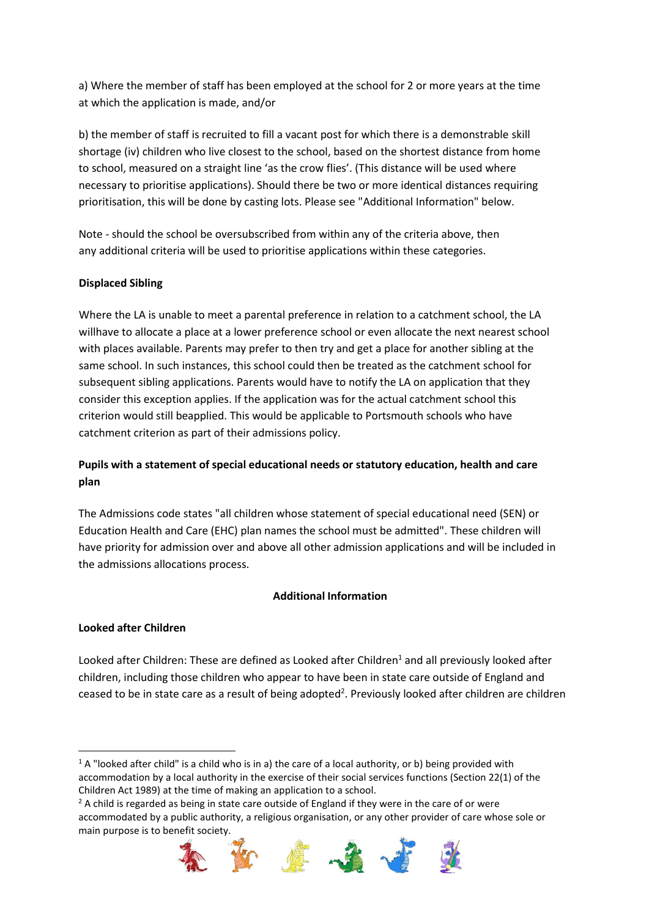a) Where the member of staff has been employed at the school for 2 or more years at the time at which the application is made, and/or

b) the member of staff is recruited to fill a vacant post for which there is a demonstrable skill shortage (iv) children who live closest to the school, based on the shortest distance from home to school, measured on a straight line 'as the crow flies'. (This distance will be used where necessary to prioritise applications). Should there be two or more identical distances requiring prioritisation, this will be done by casting lots. Please see "Additional Information" below.

Note - should the school be oversubscribed from within any of the criteria above, then any additional criteria will be used to prioritise applications within these categories.

**Displaced Sibling**

Where the LA is unable to meet a parental preference in relation to a catchment school, the LA willhave to allocate a place at a lower preference school or even allocate the next nearest school with places available. Parents may prefer to then try and get a place for another sibling at the same school. In such instances, this school could then be treated as the catchment school for subsequent sibling applications. Parents would have to notify the LA on application that they consider this exception applies. If the application was for the actual catchment school this criterion would still beapplied. This would be applicable to Portsmouth schools who have catchment criterion as part of their admissions policy.

**Pupils with a statement of special educational needs or statutory education, health and care plan**

The Admissions code states "all children whose statement of special educational need (SEN) or Education Health and Care (EHC) plan names the school must be admitted". These children will have priority for admission over and above all other admission applications and will be included in the admissions allocations process.

**Additional Information**

**Looked after Children**

Looked after Children: These are defined as Looked after Children[1] and all previously looked after children, including those children who appear to have been in state care outside of England and ceased to be in state care as a result of being adopted[2]. Previously looked after children are children

---

[1] A "looked after child" is a child who is in a) the care of a local authority, or b) being provided with accommodation by a local authority in the exercise of their social services functions (Section 22(1) of the Children Act 1989) at the time of making an application to a school.

[2] A child is regarded as being in state care outside of England if they were in the care of or were accommodated by a public authority, a religious organisation, or any other provider of care whose sole or main purpose is to benefit society.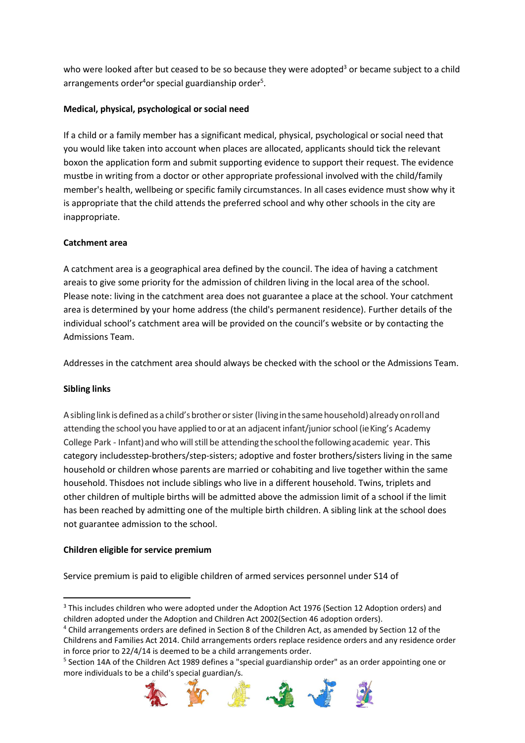who were looked after but ceased to be so because they were adopted[3] or became subject to a child arrangements order[4]or special guardianship order[5].

**Medical, physical, psychological or social need**

If a child or a family member has a significant medical, physical, psychological or social need that you would like taken into account when places are allocated, applicants should tick the relevant boxon the application form and submit supporting evidence to support their request. The evidence mustbe in writing from a doctor or other appropriate professional involved with the child/family member's health, wellbeing or specific family circumstances. In all cases evidence must show why it is appropriate that the child attends the preferred school and why other schools in the city are inappropriate.

**Catchment area**

A catchment area is a geographical area defined by the council. The idea of having a catchment areais to give some priority for the admission of children living in the local area of the school. Please note: living in the catchment area does not guarantee a place at the school. Your catchment area is determined by your home address (the child's permanent residence). Further details of the individual school's catchment area will be provided on the council's website or by contacting the Admissions Team.

Addresses in the catchment area should always be checked with the school or the Admissions Team.

**Sibling links**

A sibling link is defined as a child's brother or sister (living in the same household) already on roll and attending the school you have applied to or at an adjacent infant/junior school (ie King's Academy College Park - Infant) and who will still be attending the school the following academic year. This category includesstep-brothers/step-sisters; adoptive and foster brothers/sisters living in the same household or children whose parents are married or cohabiting and live together within the same household. Thisdoes not include siblings who live in a different household. Twins, triplets and other children of multiple births will be admitted above the admission limit of a school if the limit has been reached by admitting one of the multiple birth children. A sibling link at the school does not guarantee admission to the school.

**Children eligible for service premium**

Service premium is paid to eligible children of armed services personnel under S14 of

---

[3] This includes children who were adopted under the Adoption Act 1976 (Section 12 Adoption orders) and children adopted under the Adoption and Children Act 2002(Section 46 adoption orders).

[4] Child arrangements orders are defined in Section 8 of the Children Act, as amended by Section 12 of the Childrens and Families Act 2014. Child arrangements orders replace residence orders and any residence order in force prior to 22/4/14 is deemed to be a child arrangements order.

[5] Section 14A of the Children Act 1989 defines a "special guardianship order" as an order appointing one or more individuals to be a child's special guardian/s.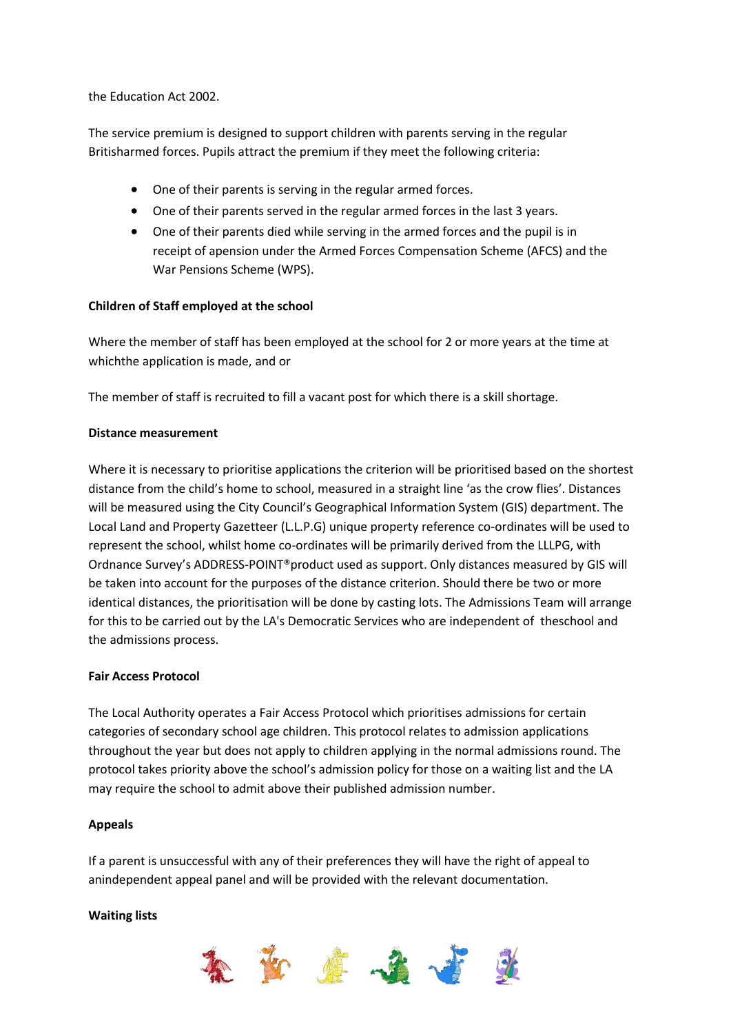the Education Act 2002.

The service premium is designed to support children with parents serving in the regular Britisharmed forces. Pupils attract the premium if they meet the following criteria:

- One of their parents is serving in the regular armed forces.
- One of their parents served in the regular armed forces in the last 3 years.
- One of their parents died while serving in the armed forces and the pupil is in receipt of apension under the Armed Forces Compensation Scheme (AFCS) and the War Pensions Scheme (WPS).

**Children of Staff employed at the school**

Where the member of staff has been employed at the school for 2 or more years at the time at whichthe application is made, and or

The member of staff is recruited to fill a vacant post for which there is a skill shortage.

**Distance measurement**

Where it is necessary to prioritise applications the criterion will be prioritised based on the shortest distance from the child's home to school, measured in a straight line 'as the crow flies'. Distances will be measured using the City Council's Geographical Information System (GIS) department. The Local Land and Property Gazetteer (L.L.P.G) unique property reference co-ordinates will be used to represent the school, whilst home co-ordinates will be primarily derived from the LLLPG, with Ordnance Survey's ADDRESS-POINT®product used as support. Only distances measured by GIS will be taken into account for the purposes of the distance criterion. Should there be two or more identical distances, the prioritisation will be done by casting lots. The Admissions Team will arrange for this to be carried out by the LA's Democratic Services who are independent of theschool and the admissions process.

**Fair Access Protocol**

The Local Authority operates a Fair Access Protocol which prioritises admissions for certain categories of secondary school age children. This protocol relates to admission applications throughout the year but does not apply to children applying in the normal admissions round. The protocol takes priority above the school's admission policy for those on a waiting list and the LA may require the school to admit above their published admission number.

**Appeals**

If a parent is unsuccessful with any of their preferences they will have the right of appeal to anindependent appeal panel and will be provided with the relevant documentation.

**Waiting lists**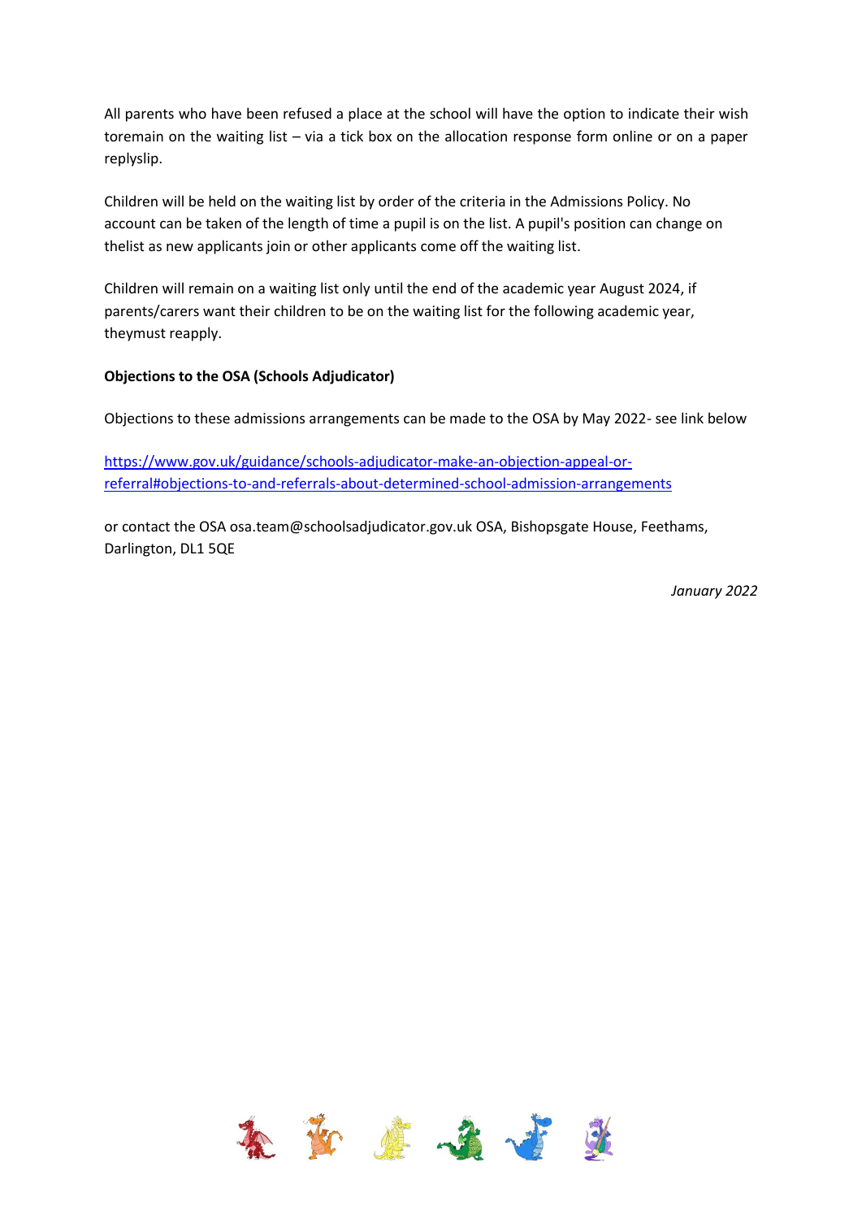All parents who have been refused a place at the school will have the option to indicate their wish toremain on the waiting list – via a tick box on the allocation response form online or on a paper replyslip.

Children will be held on the waiting list by order of the criteria in the Admissions Policy. No account can be taken of the length of time a pupil is on the list. A pupil's position can change on thelist as new applicants join or other applicants come off the waiting list.

Children will remain on a waiting list only until the end of the academic year August 2024, if parents/carers want their children to be on the waiting list for the following academic year, theymust reapply.

**Objections to the OSA (Schools Adjudicator)**

Objections to these admissions arrangements can be made to the OSA by May 2022- see link below

https://www.gov.uk/guidance/schools-adjudicator-make-an-objection-appeal-or-referral#objections-to-and-referrals-about-determined-school-admission-arrangements

or contact the OSA osa.team@schoolsadjudicator.gov.uk OSA, Bishopsgate House, Feethams, Darlington, DL1 5QE

*January 2022*